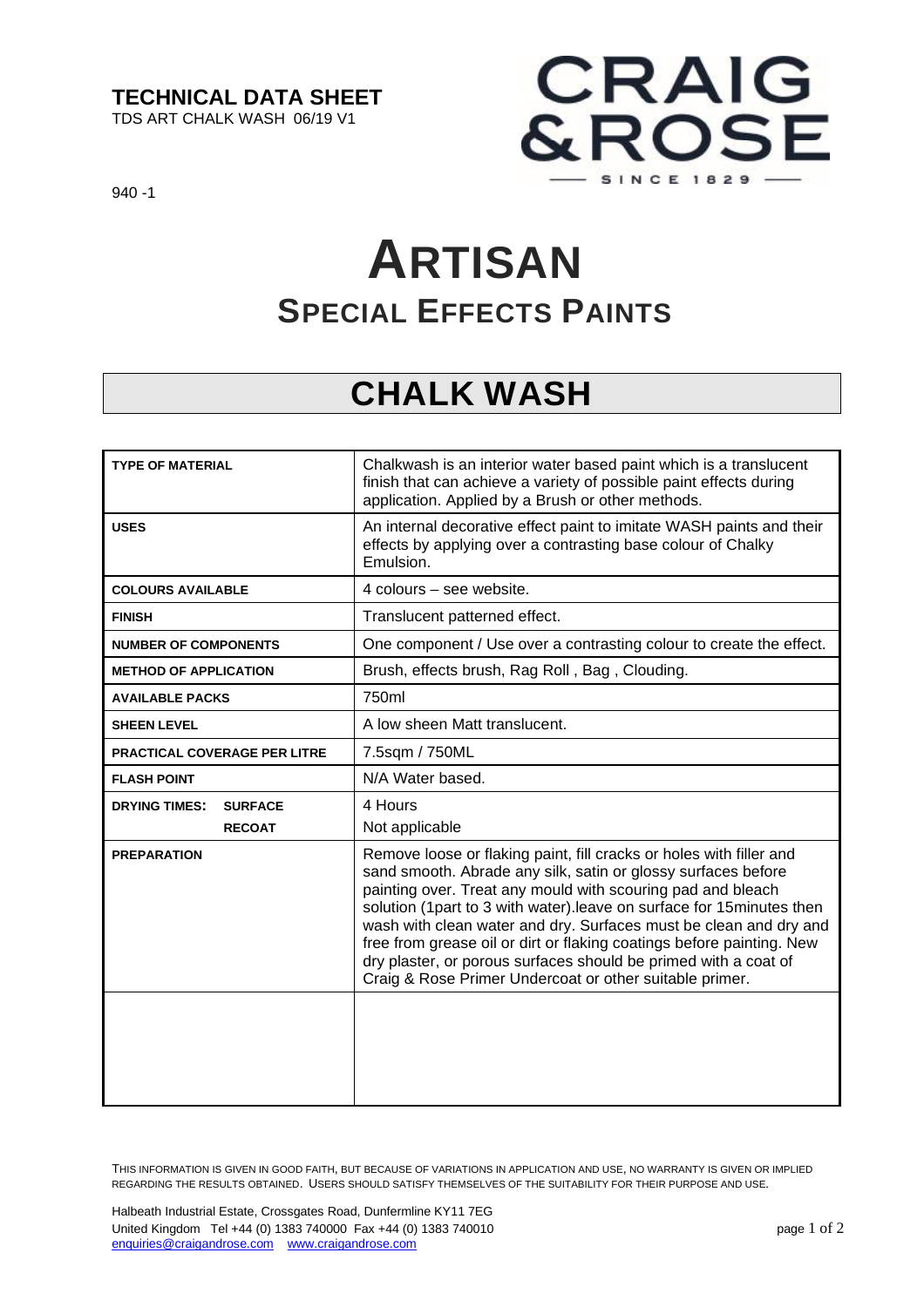**TECHNICAL DATA SHEET**
TDS ART CHALK WASH 06/19 V1

940 -1

CRAIG & ROSE
SINCE 1829

# ARTISAN

## SPECIAL EFFECTS PAINTS

# CHALK WASH

| | |
|---|---|
| **TYPE OF MATERIAL** | Chalkwash is an interior water based paint which is a translucent finish that can achieve a variety of possible paint effects during application. Applied by a Brush or other methods. |
| **USES** | An internal decorative effect paint to imitate WASH paints and their effects by applying over a contrasting base colour of Chalky Emulsion. |
| **COLOURS AVAILABLE** | 4 colours – see website. |
| **FINISH** | Translucent patterned effect. |
| **NUMBER OF COMPONENTS** | One component / Use over a contrasting colour to create the effect. |
| **METHOD OF APPLICATION** | Brush, effects brush, Rag Roll , Bag , Clouding. |
| **AVAILABLE PACKS** | 750ml |
| **SHEEN LEVEL** | A low sheen Matt translucent. |
| **PRACTICAL COVERAGE PER LITRE** | 7.5sqm / 750ML |
| **FLASH POINT** | N/A Water based. |
| **DRYING TIMES: SURFACE** | 4 Hours |
| **RECOAT** | Not applicable |
| **PREPARATION** | Remove loose or flaking paint, fill cracks or holes with filler and sand smooth. Abrade any silk, satin or glossy surfaces before painting over. Treat any mould with scouring pad and bleach solution (1part to 3 with water).leave on surface for 15minutes then wash with clean water and dry. Surfaces must be clean and dry and free from grease oil or dirt or flaking coatings before painting. New dry plaster, or porous surfaces should be primed with a coat of Craig & Rose Primer Undercoat or other suitable primer. |
| | |

THIS INFORMATION IS GIVEN IN GOOD FAITH, BUT BECAUSE OF VARIATIONS IN APPLICATION AND USE, NO WARRANTY IS GIVEN OR IMPLIED REGARDING THE RESULTS OBTAINED. USERS SHOULD SATISFY THEMSELVES OF THE SUITABILITY FOR THEIR PURPOSE AND USE.

Halbeath Industrial Estate, Crossgates Road, Dunfermline KY11 7EG
United Kingdom Tel +44 (0) 1383 740000 Fax +44 (0) 1383 740010
enquiries@craigandrose.com www.craigandrose.com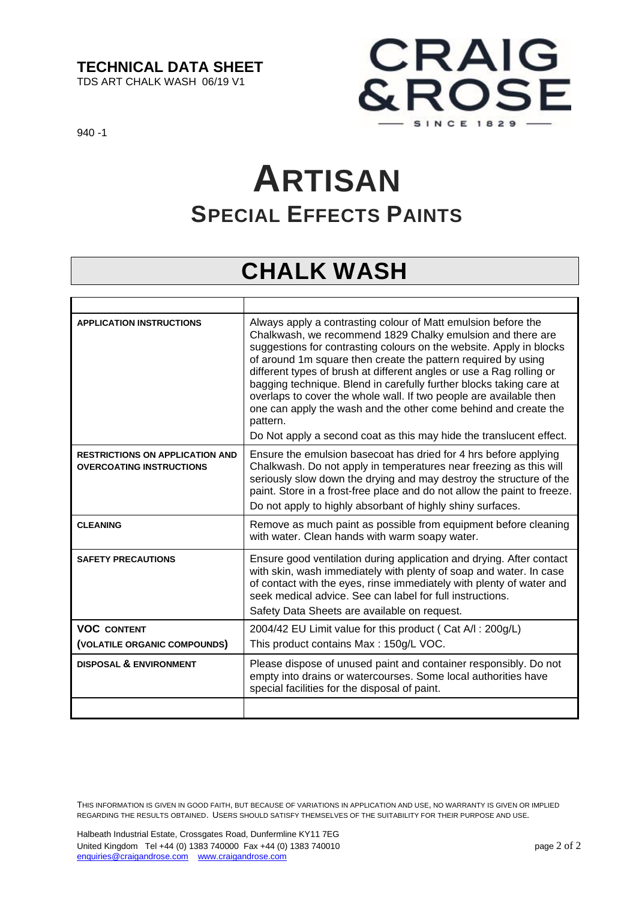**TECHNICAL DATA SHEET**
TDS ART CHALK WASH 06/19 V1

CRAIG & ROSE
SINCE 1829

940 -1

# ARTISAN
## SPECIAL EFFECTS PAINTS

## CHALK WASH

| | |
|---|---|
| **APPLICATION INSTRUCTIONS** | Always apply a contrasting colour of Matt emulsion before the Chalkwash, we recommend 1829 Chalky emulsion and there are suggestions for contrasting colours on the website. Apply in blocks of around 1m square then create the pattern required by using different types of brush at different angles or use a Rag rolling or bagging technique. Blend in carefully further blocks taking care at overlaps to cover the whole wall. If two people are available then one can apply the wash and the other come behind and create the pattern.<br>Do Not apply a second coat as this may hide the translucent effect. |
| **RESTRICTIONS ON APPLICATION AND OVERCOATING INSTRUCTIONS** | Ensure the emulsion basecoat has dried for 4 hrs before applying Chalkwash. Do not apply in temperatures near freezing as this will seriously slow down the drying and may destroy the structure of the paint. Store in a frost-free place and do not allow the paint to freeze.<br>Do not apply to highly absorbant of highly shiny surfaces. |
| **CLEANING** | Remove as much paint as possible from equipment before cleaning with water. Clean hands with warm soapy water. |
| **SAFETY PRECAUTIONS** | Ensure good ventilation during application and drying. After contact with skin, wash immediately with plenty of soap and water. In case of contact with the eyes, rinse immediately with plenty of water and seek medical advice. See can label for full instructions.<br>Safety Data Sheets are available on request. |
| **VOC CONTENT (VOLATILE ORGANIC COMPOUNDS)** | 2004/42 EU Limit value for this product ( Cat A/l : 200g/L)<br>This product contains Max : 150g/L VOC. |
| **DISPOSAL & ENVIRONMENT** | Please dispose of unused paint and container responsibly. Do not empty into drains or watercourses. Some local authorities have special facilities for the disposal of paint. |
| | |

THIS INFORMATION IS GIVEN IN GOOD FAITH, BUT BECAUSE OF VARIATIONS IN APPLICATION AND USE, NO WARRANTY IS GIVEN OR IMPLIED REGARDING THE RESULTS OBTAINED. USERS SHOULD SATISFY THEMSELVES OF THE SUITABILITY FOR THEIR PURPOSE AND USE.

Halbeath Industrial Estate, Crossgates Road, Dunfermline KY11 7EG
United Kingdom Tel +44 (0) 1383 740000 Fax +44 (0) 1383 740010
enquiries@craigandrose.com www.craigandrose.com